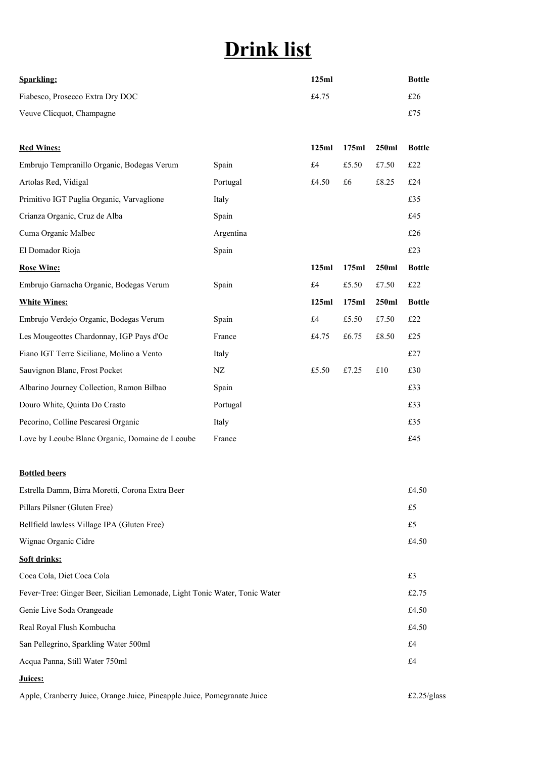# Drink list

| **Sparkling:** | | **125ml** | | | **Bottle** |
|---|---|---|---|---|---|
| Fiabesco, Prosecco Extra Dry DOC | | £4.75 | | | £26 |
| Veuve Clicquot, Champagne | | | | | £75 |

| **Red Wines:** | | **125ml** | **175ml** | **250ml** | **Bottle** |
|---|---|---|---|---|---|
| Embrujo Tempranillo Organic, Bodegas Verum | Spain | £4 | £5.50 | £7.50 | £22 |
| Artolas Red, Vidigal | Portugal | £4.50 | £6 | £8.25 | £24 |
| Primitivo IGT Puglia Organic, Varvaglione | Italy | | | | £35 |
| Crianza Organic, Cruz de Alba | Spain | | | | £45 |
| Cuma Organic Malbec | Argentina | | | | £26 |
| El Domador Rioja | Spain | | | | £23 |
| **Rose Wine:** | | **125ml** | **175ml** | **250ml** | **Bottle** |
| Embrujo Garnacha Organic, Bodegas Verum | Spain | £4 | £5.50 | £7.50 | £22 |
| **White Wines:** | | **125ml** | **175ml** | **250ml** | **Bottle** |
| Embrujo Verdejo Organic, Bodegas Verum | Spain | £4 | £5.50 | £7.50 | £22 |
| Les Mougeottes Chardonnay, IGP Pays d'Oc | France | £4.75 | £6.75 | £8.50 | £25 |
| Fiano IGT Terre Siciliane, Molino a Vento | Italy | | | | £27 |
| Sauvignon Blanc, Frost Pocket | NZ | £5.50 | £7.25 | £10 | £30 |
| Albarino Journey Collection, Ramon Bilbao | Spain | | | | £33 |
| Douro White, Quinta Do Crasto | Portugal | | | | £33 |
| Pecorino, Colline Pescaresi Organic | Italy | | | | £35 |
| Love by Leoube Blanc Organic, Domaine de Leoube | France | | | | £45 |

| **Bottled beers** | |
|---|---|
| Estrella Damm, Birra Moretti, Corona Extra Beer | £4.50 |
| Pillars Pilsner (Gluten Free) | £5 |
| Bellfield lawless Village IPA (Gluten Free) | £5 |
| Wignac Organic Cidre | £4.50 |
| **Soft drinks:** | |
| Coca Cola, Diet Coca Cola | £3 |
| Fever-Tree: Ginger Beer, Sicilian Lemonade, Light Tonic Water, Tonic Water | £2.75 |
| Genie Live Soda Orangeade | £4.50 |
| Real Royal Flush Kombucha | £4.50 |
| San Pellegrino, Sparkling Water 500ml | £4 |
| Acqua Panna, Still Water 750ml | £4 |
| **Juices:** | |
| Apple, Cranberry Juice, Orange Juice, Pineapple Juice, Pomegranate Juice | £2.25/glass |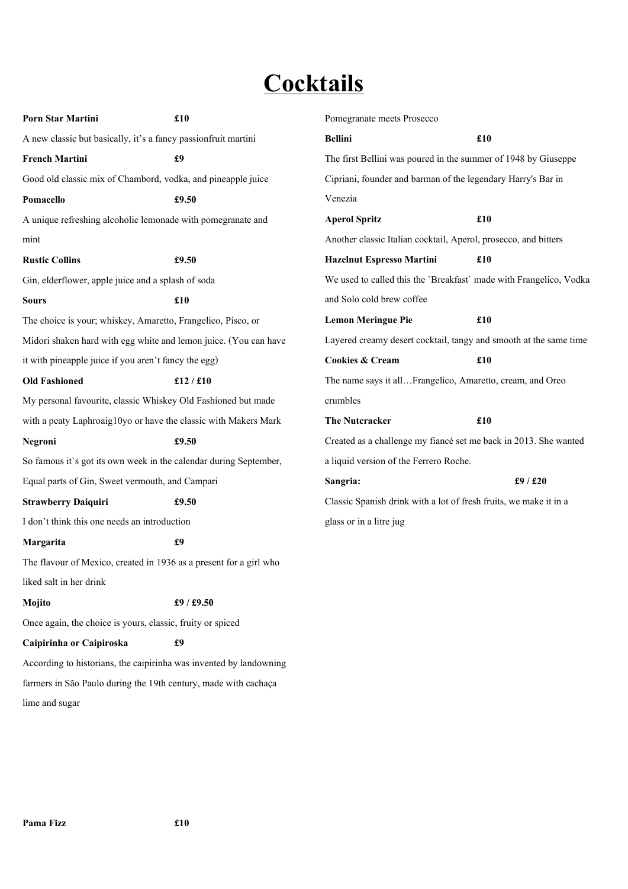# Cocktails

**Porn Star Martini** **£10**

A new classic but basically, it's a fancy passionfruit martini

**French Martini** **£9**

Good old classic mix of Chambord, vodka, and pineapple juice

**Pomacello** **£9.50**

A unique refreshing alcoholic lemonade with pomegranate and mint

**Rustic Collins** **£9.50**

Gin, elderflower, apple juice and a splash of soda

**Sours** **£10**

The choice is your; whiskey, Amaretto, Frangelico, Pisco, or Midori shaken hard with egg white and lemon juice. (You can have it with pineapple juice if you aren't fancy the egg)

**Old Fashioned** **£12 / £10**

My personal favourite, classic Whiskey Old Fashioned but made with a peaty Laphroaig10yo or have the classic with Makers Mark

**Negroni** **£9.50**

So famous it`s got its own week in the calendar during September, Equal parts of Gin, Sweet vermouth, and Campari

**Strawberry Daiquiri** **£9.50**

I don't think this one needs an introduction

**Margarita** **£9**

The flavour of Mexico, created in 1936 as a present for a girl who liked salt in her drink

**Mojito** **£9 / £9.50**

Once again, the choice is yours, classic, fruity or spiced

**Caipirinha or Caipiroska** **£9**

According to historians, the caipirinha was invented by landowning farmers in São Paulo during the 19th century, made with cachaça lime and sugar

**Pama Fizz** **£10**

Pomegranate meets Prosecco

**Bellini** **£10**

The first Bellini was poured in the summer of 1948 by Giuseppe Cipriani, founder and barman of the legendary Harry's Bar in Venezia

**Aperol Spritz** **£10**

Another classic Italian cocktail, Aperol, prosecco, and bitters

**Hazelnut Espresso Martini** **£10**

We used to called this the `Breakfast` made with Frangelico, Vodka and Solo cold brew coffee

**Lemon Meringue Pie** **£10**

Layered creamy desert cocktail, tangy and smooth at the same time

**Cookies & Cream** **£10**

The name says it all…Frangelico, Amaretto, cream, and Oreo crumbles

**The Nutcracker** **£10**

Created as a challenge my fiancé set me back in 2013. She wanted a liquid version of the Ferrero Roche.

**Sangria:** **£9 / £20**

Classic Spanish drink with a lot of fresh fruits, we make it in a glass or in a litre jug